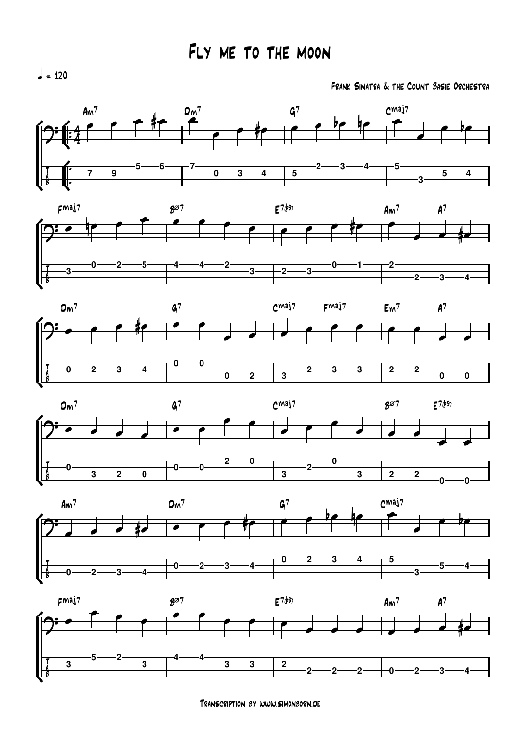# Fly me to the moon

♩ = 120

Frank Sinatra & the Count Basie Orchestra

Transcription by www.simonborn.de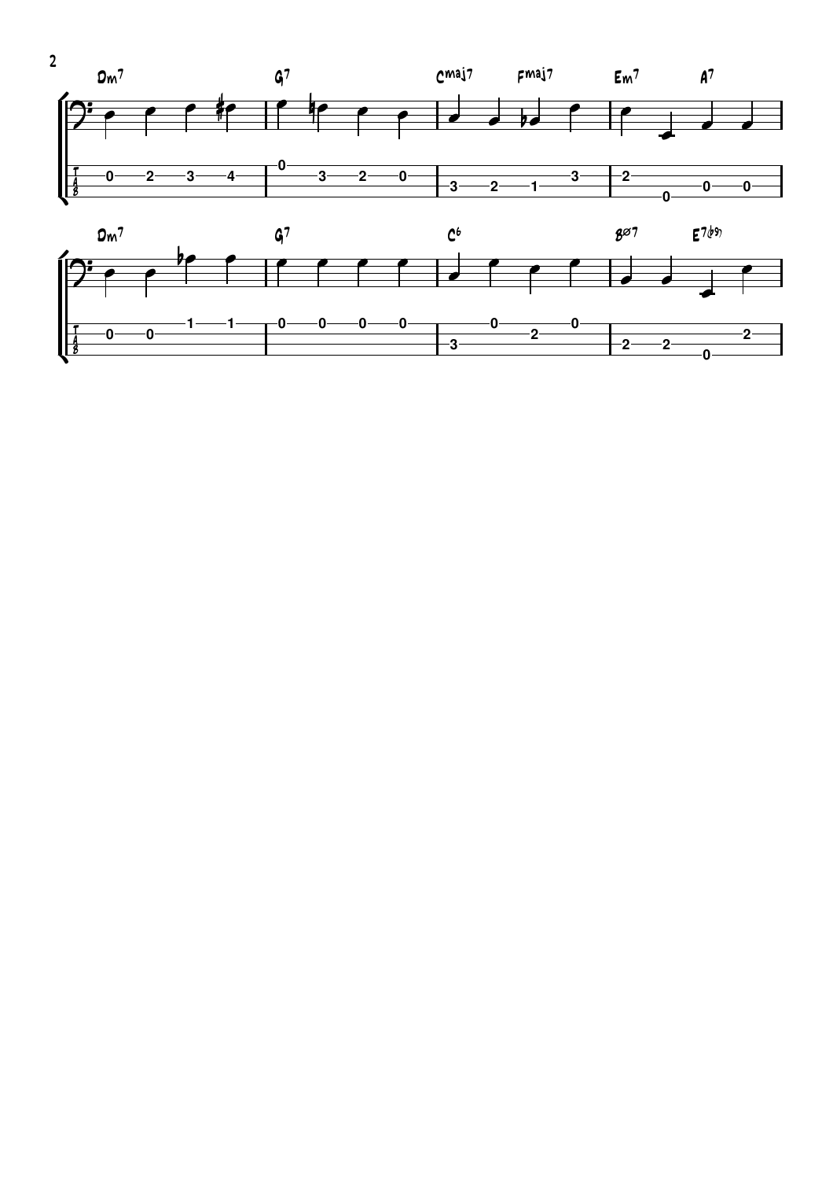Dm7 G7 Cmaj7 Fmaj7 Em7 A7

Dm7 G7 C6 Bø7 E7(♭9)